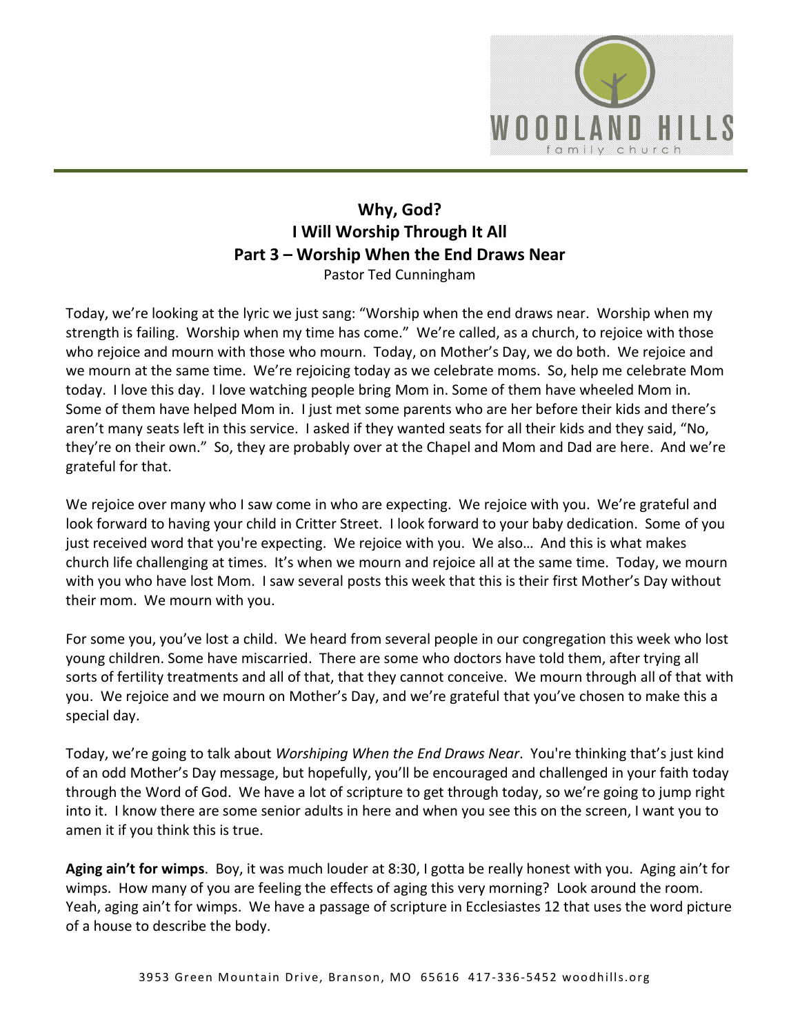# Why, God?
# I Will Worship Through It All
## Part 3 – Worship When the End Draws Near

Pastor Ted Cunningham

Today, we're looking at the lyric we just sang: "Worship when the end draws near. Worship when my strength is failing. Worship when my time has come." We're called, as a church, to rejoice with those who rejoice and mourn with those who mourn. Today, on Mother's Day, we do both. We rejoice and we mourn at the same time. We're rejoicing today as we celebrate moms. So, help me celebrate Mom today. I love this day. I love watching people bring Mom in. Some of them have wheeled Mom in. Some of them have helped Mom in. I just met some parents who are her before their kids and there's aren't many seats left in this service. I asked if they wanted seats for all their kids and they said, "No, they're on their own." So, they are probably over at the Chapel and Mom and Dad are here. And we're grateful for that.

We rejoice over many who I saw come in who are expecting. We rejoice with you. We're grateful and look forward to having your child in Critter Street. I look forward to your baby dedication. Some of you just received word that you're expecting. We rejoice with you. We also… And this is what makes church life challenging at times. It's when we mourn and rejoice all at the same time. Today, we mourn with you who have lost Mom. I saw several posts this week that this is their first Mother's Day without their mom. We mourn with you.

For some you, you've lost a child. We heard from several people in our congregation this week who lost young children. Some have miscarried. There are some who doctors have told them, after trying all sorts of fertility treatments and all of that, that they cannot conceive. We mourn through all of that with you. We rejoice and we mourn on Mother's Day, and we're grateful that you've chosen to make this a special day.

Today, we're going to talk about *Worshiping When the End Draws Near*. You're thinking that's just kind of an odd Mother's Day message, but hopefully, you'll be encouraged and challenged in your faith today through the Word of God. We have a lot of scripture to get through today, so we're going to jump right into it. I know there are some senior adults in here and when you see this on the screen, I want you to amen it if you think this is true.

**Aging ain't for wimps**. Boy, it was much louder at 8:30, I gotta be really honest with you. Aging ain't for wimps. How many of you are feeling the effects of aging this very morning? Look around the room. Yeah, aging ain't for wimps. We have a passage of scripture in Ecclesiastes 12 that uses the word picture of a house to describe the body.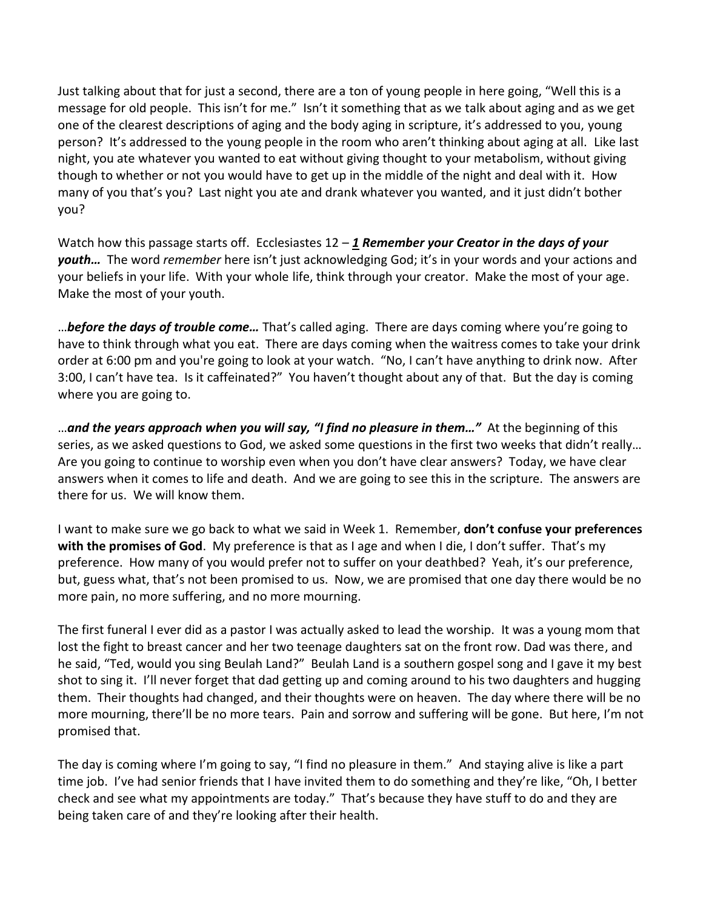Just talking about that for just a second, there are a ton of young people in here going, "Well this is a message for old people. This isn't for me." Isn't it something that as we talk about aging and as we get one of the clearest descriptions of aging and the body aging in scripture, it's addressed to you, young person? It's addressed to the young people in the room who aren't thinking about aging at all. Like last night, you ate whatever you wanted to eat without giving thought to your metabolism, without giving though to whether or not you would have to get up in the middle of the night and deal with it. How many of you that's you? Last night you ate and drank whatever you wanted, and it just didn't bother you?

Watch how this passage starts off. Ecclesiastes 12 – ***1 Remember your Creator in the days of your youth…*** The word *remember* here isn't just acknowledging God; it's in your words and your actions and your beliefs in your life. With your whole life, think through your creator. Make the most of your age. Make the most of your youth.

…***before the days of trouble come…*** That's called aging. There are days coming where you're going to have to think through what you eat. There are days coming when the waitress comes to take your drink order at 6:00 pm and you're going to look at your watch. "No, I can't have anything to drink now. After 3:00, I can't have tea. Is it caffeinated?" You haven't thought about any of that. But the day is coming where you are going to.

…***and the years approach when you will say, "I find no pleasure in them…"*** At the beginning of this series, as we asked questions to God, we asked some questions in the first two weeks that didn't really… Are you going to continue to worship even when you don't have clear answers? Today, we have clear answers when it comes to life and death. And we are going to see this in the scripture. The answers are there for us. We will know them.

I want to make sure we go back to what we said in Week 1. Remember, **don't confuse your preferences with the promises of God**. My preference is that as I age and when I die, I don't suffer. That's my preference. How many of you would prefer not to suffer on your deathbed? Yeah, it's our preference, but, guess what, that's not been promised to us. Now, we are promised that one day there would be no more pain, no more suffering, and no more mourning.

The first funeral I ever did as a pastor I was actually asked to lead the worship. It was a young mom that lost the fight to breast cancer and her two teenage daughters sat on the front row. Dad was there, and he said, "Ted, would you sing Beulah Land?" Beulah Land is a southern gospel song and I gave it my best shot to sing it. I'll never forget that dad getting up and coming around to his two daughters and hugging them. Their thoughts had changed, and their thoughts were on heaven. The day where there will be no more mourning, there'll be no more tears. Pain and sorrow and suffering will be gone. But here, I'm not promised that.

The day is coming where I'm going to say, "I find no pleasure in them." And staying alive is like a part time job. I've had senior friends that I have invited them to do something and they're like, "Oh, I better check and see what my appointments are today." That's because they have stuff to do and they are being taken care of and they're looking after their health.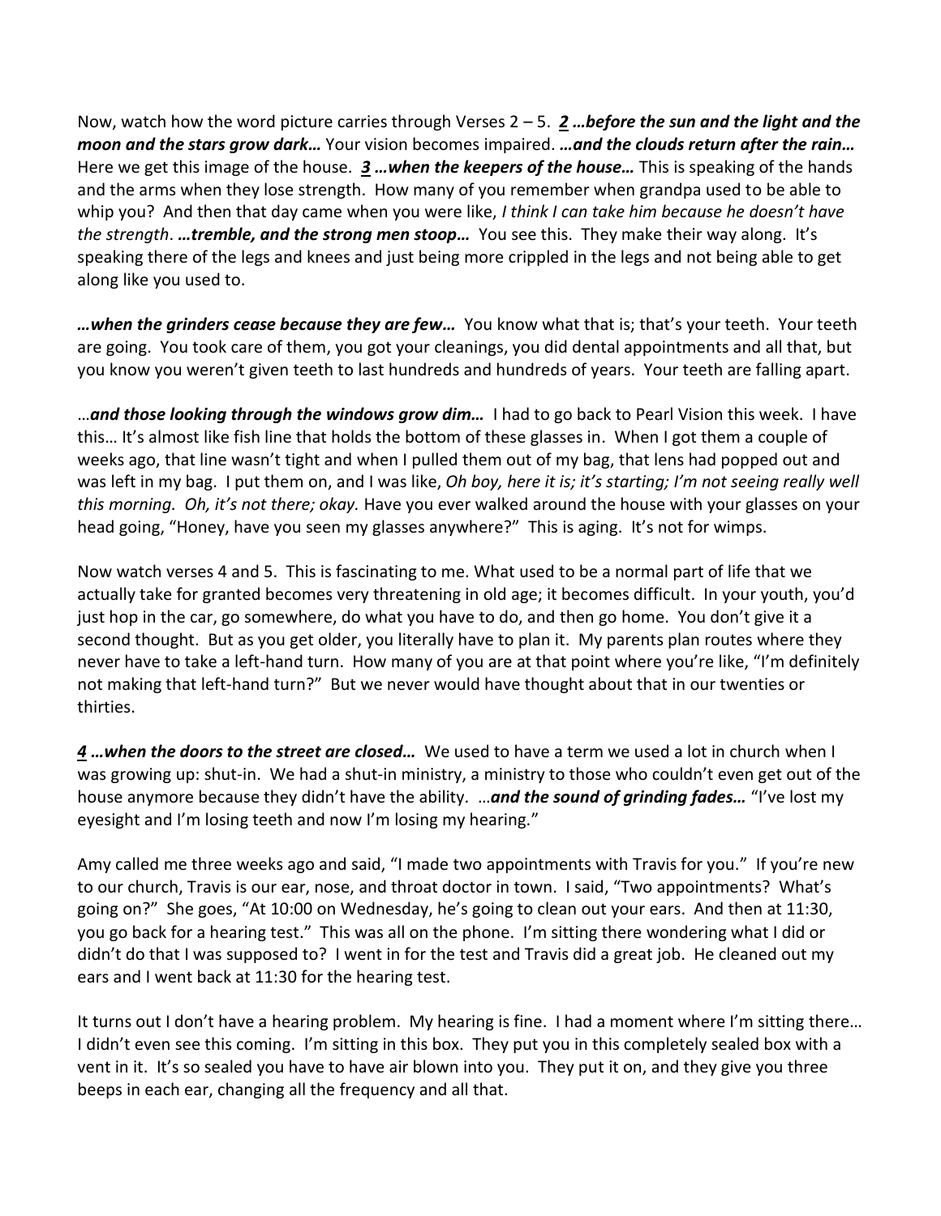Now, watch how the word picture carries through Verses 2 – 5. ***2** …before the sun and the light and the moon and the stars grow dark…* Your vision becomes impaired. ***…and the clouds return after the rain…*** Here we get this image of the house. ***3** …when the keepers of the house…* This is speaking of the hands and the arms when they lose strength. How many of you remember when grandpa used to be able to whip you? And then that day came when you were like, *I think I can take him because he doesn't have the strength*. ***…tremble, and the strong men stoop…*** You see this. They make their way along. It's speaking there of the legs and knees and just being more crippled in the legs and not being able to get along like you used to.

***…when the grinders cease because they are few…*** You know what that is; that's your teeth. Your teeth are going. You took care of them, you got your cleanings, you did dental appointments and all that, but you know you weren't given teeth to last hundreds and hundreds of years. Your teeth are falling apart.

…***and those looking through the windows grow dim…*** I had to go back to Pearl Vision this week. I have this… It's almost like fish line that holds the bottom of these glasses in. When I got them a couple of weeks ago, that line wasn't tight and when I pulled them out of my bag, that lens had popped out and was left in my bag. I put them on, and I was like, *Oh boy, here it is; it's starting; I'm not seeing really well this morning. Oh, it's not there; okay.* Have you ever walked around the house with your glasses on your head going, "Honey, have you seen my glasses anywhere?" This is aging. It's not for wimps.

Now watch verses 4 and 5. This is fascinating to me. What used to be a normal part of life that we actually take for granted becomes very threatening in old age; it becomes difficult. In your youth, you'd just hop in the car, go somewhere, do what you have to do, and then go home. You don't give it a second thought. But as you get older, you literally have to plan it. My parents plan routes where they never have to take a left-hand turn. How many of you are at that point where you're like, "I'm definitely not making that left-hand turn?" But we never would have thought about that in our twenties or thirties.

***4** …when the doors to the street are closed…* We used to have a term we used a lot in church when I was growing up: shut-in. We had a shut-in ministry, a ministry to those who couldn't even get out of the house anymore because they didn't have the ability. …***and the sound of grinding fades…*** "I've lost my eyesight and I'm losing teeth and now I'm losing my hearing."

Amy called me three weeks ago and said, "I made two appointments with Travis for you." If you're new to our church, Travis is our ear, nose, and throat doctor in town. I said, "Two appointments? What's going on?" She goes, "At 10:00 on Wednesday, he's going to clean out your ears. And then at 11:30, you go back for a hearing test." This was all on the phone. I'm sitting there wondering what I did or didn't do that I was supposed to? I went in for the test and Travis did a great job. He cleaned out my ears and I went back at 11:30 for the hearing test.

It turns out I don't have a hearing problem. My hearing is fine. I had a moment where I'm sitting there… I didn't even see this coming. I'm sitting in this box. They put you in this completely sealed box with a vent in it. It's so sealed you have to have air blown into you. They put it on, and they give you three beeps in each ear, changing all the frequency and all that.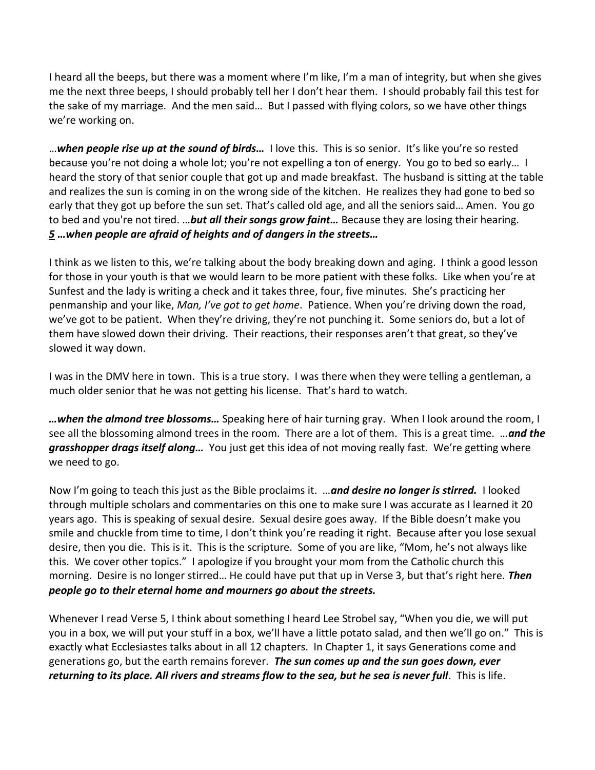I heard all the beeps, but there was a moment where I'm like, I'm a man of integrity, but when she gives me the next three beeps, I should probably tell her I don't hear them. I should probably fail this test for the sake of my marriage. And the men said… But I passed with flying colors, so we have other things we're working on.

…***when people rise up at the sound of birds…*** I love this. This is so senior. It's like you're so rested because you're not doing a whole lot; you're not expelling a ton of energy. You go to bed so early… I heard the story of that senior couple that got up and made breakfast. The husband is sitting at the table and realizes the sun is coming in on the wrong side of the kitchen. He realizes they had gone to bed so early that they got up before the sun set. That's called old age, and all the seniors said… Amen. You go to bed and you're not tired. …***but all their songs grow faint…*** Because they are losing their hearing. ***5 …when people are afraid of heights and of dangers in the streets…***

I think as we listen to this, we're talking about the body breaking down and aging. I think a good lesson for those in your youth is that we would learn to be more patient with these folks. Like when you're at Sunfest and the lady is writing a check and it takes three, four, five minutes. She's practicing her penmanship and your like, *Man, I've got to get home*. Patience. When you're driving down the road, we've got to be patient. When they're driving, they're not punching it. Some seniors do, but a lot of them have slowed down their driving. Their reactions, their responses aren't that great, so they've slowed it way down.

I was in the DMV here in town. This is a true story. I was there when they were telling a gentleman, a much older senior that he was not getting his license. That's hard to watch.

***…when the almond tree blossoms…*** Speaking here of hair turning gray. When I look around the room, I see all the blossoming almond trees in the room. There are a lot of them. This is a great time. …***and the grasshopper drags itself along…*** You just get this idea of not moving really fast. We're getting where we need to go.

Now I'm going to teach this just as the Bible proclaims it. …***and desire no longer is stirred.*** I looked through multiple scholars and commentaries on this one to make sure I was accurate as I learned it 20 years ago. This is speaking of sexual desire. Sexual desire goes away. If the Bible doesn't make you smile and chuckle from time to time, I don't think you're reading it right. Because after you lose sexual desire, then you die. This is it. This is the scripture. Some of you are like, "Mom, he's not always like this. We cover other topics." I apologize if you brought your mom from the Catholic church this morning. Desire is no longer stirred… He could have put that up in Verse 3, but that's right here. ***Then people go to their eternal home and mourners go about the streets.***

Whenever I read Verse 5, I think about something I heard Lee Strobel say, "When you die, we will put you in a box, we will put your stuff in a box, we'll have a little potato salad, and then we'll go on." This is exactly what Ecclesiastes talks about in all 12 chapters. In Chapter 1, it says Generations come and generations go, but the earth remains forever. ***The sun comes up and the sun goes down, ever returning to its place. All rivers and streams flow to the sea, but he sea is never full***. This is life.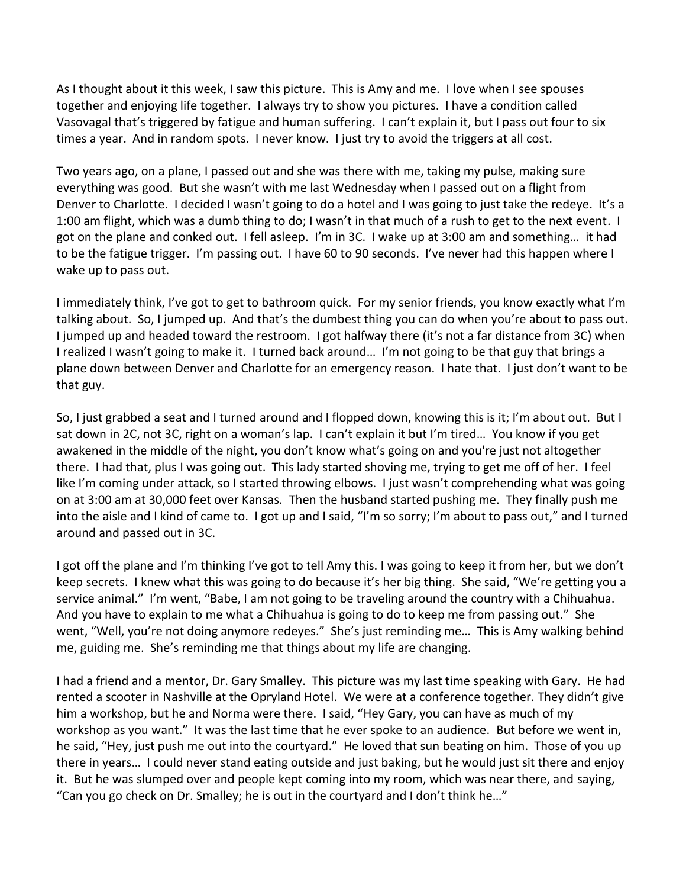As I thought about it this week, I saw this picture. This is Amy and me. I love when I see spouses together and enjoying life together. I always try to show you pictures. I have a condition called Vasovagal that's triggered by fatigue and human suffering. I can't explain it, but I pass out four to six times a year. And in random spots. I never know. I just try to avoid the triggers at all cost.

Two years ago, on a plane, I passed out and she was there with me, taking my pulse, making sure everything was good. But she wasn't with me last Wednesday when I passed out on a flight from Denver to Charlotte. I decided I wasn't going to do a hotel and I was going to just take the redeye. It's a 1:00 am flight, which was a dumb thing to do; I wasn't in that much of a rush to get to the next event. I got on the plane and conked out. I fell asleep. I'm in 3C. I wake up at 3:00 am and something… it had to be the fatigue trigger. I'm passing out. I have 60 to 90 seconds. I've never had this happen where I wake up to pass out.

I immediately think, I've got to get to bathroom quick. For my senior friends, you know exactly what I'm talking about. So, I jumped up. And that's the dumbest thing you can do when you're about to pass out. I jumped up and headed toward the restroom. I got halfway there (it's not a far distance from 3C) when I realized I wasn't going to make it. I turned back around… I'm not going to be that guy that brings a plane down between Denver and Charlotte for an emergency reason. I hate that. I just don't want to be that guy.

So, I just grabbed a seat and I turned around and I flopped down, knowing this is it; I'm about out. But I sat down in 2C, not 3C, right on a woman's lap. I can't explain it but I'm tired… You know if you get awakened in the middle of the night, you don't know what's going on and you're just not altogether there. I had that, plus I was going out. This lady started shoving me, trying to get me off of her. I feel like I'm coming under attack, so I started throwing elbows. I just wasn't comprehending what was going on at 3:00 am at 30,000 feet over Kansas. Then the husband started pushing me. They finally push me into the aisle and I kind of came to. I got up and I said, "I'm so sorry; I'm about to pass out," and I turned around and passed out in 3C.

I got off the plane and I'm thinking I've got to tell Amy this. I was going to keep it from her, but we don't keep secrets. I knew what this was going to do because it's her big thing. She said, "We're getting you a service animal." I'm went, "Babe, I am not going to be traveling around the country with a Chihuahua. And you have to explain to me what a Chihuahua is going to do to keep me from passing out." She went, "Well, you're not doing anymore redeyes." She's just reminding me… This is Amy walking behind me, guiding me. She's reminding me that things about my life are changing.

I had a friend and a mentor, Dr. Gary Smalley. This picture was my last time speaking with Gary. He had rented a scooter in Nashville at the Opryland Hotel. We were at a conference together. They didn't give him a workshop, but he and Norma were there. I said, "Hey Gary, you can have as much of my workshop as you want." It was the last time that he ever spoke to an audience. But before we went in, he said, "Hey, just push me out into the courtyard." He loved that sun beating on him. Those of you up there in years… I could never stand eating outside and just baking, but he would just sit there and enjoy it. But he was slumped over and people kept coming into my room, which was near there, and saying, "Can you go check on Dr. Smalley; he is out in the courtyard and I don't think he…"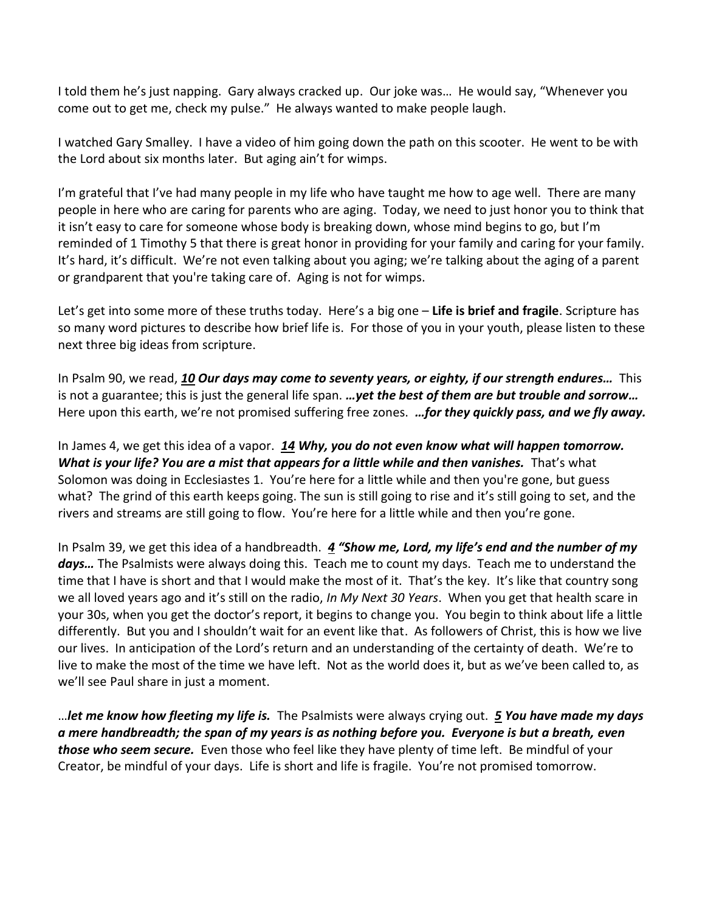I told them he's just napping. Gary always cracked up. Our joke was… He would say, "Whenever you come out to get me, check my pulse." He always wanted to make people laugh.

I watched Gary Smalley. I have a video of him going down the path on this scooter. He went to be with the Lord about six months later. But aging ain't for wimps.

I'm grateful that I've had many people in my life who have taught me how to age well. There are many people in here who are caring for parents who are aging. Today, we need to just honor you to think that it isn't easy to care for someone whose body is breaking down, whose mind begins to go, but I'm reminded of 1 Timothy 5 that there is great honor in providing for your family and caring for your family. It's hard, it's difficult. We're not even talking about you aging; we're talking about the aging of a parent or grandparent that you're taking care of. Aging is not for wimps.

Let's get into some more of these truths today. Here's a big one – **Life is brief and fragile**. Scripture has so many word pictures to describe how brief life is. For those of you in your youth, please listen to these next three big ideas from scripture.

In Psalm 90, we read, ***10 Our days may come to seventy years, or eighty, if our strength endures…*** This is not a guarantee; this is just the general life span. ***…yet the best of them are but trouble and sorrow…*** Here upon this earth, we're not promised suffering free zones. ***…for they quickly pass, and we fly away.***

In James 4, we get this idea of a vapor. ***14 Why, you do not even know what will happen tomorrow. What is your life? You are a mist that appears for a little while and then vanishes.*** That's what Solomon was doing in Ecclesiastes 1. You're here for a little while and then you're gone, but guess what? The grind of this earth keeps going. The sun is still going to rise and it's still going to set, and the rivers and streams are still going to flow. You're here for a little while and then you're gone.

In Psalm 39, we get this idea of a handbreadth. ***4 "Show me, Lord, my life's end and the number of my days…*** The Psalmists were always doing this. Teach me to count my days. Teach me to understand the time that I have is short and that I would make the most of it. That's the key. It's like that country song we all loved years ago and it's still on the radio, *In My Next 30 Years*. When you get that health scare in your 30s, when you get the doctor's report, it begins to change you. You begin to think about life a little differently. But you and I shouldn't wait for an event like that. As followers of Christ, this is how we live our lives. In anticipation of the Lord's return and an understanding of the certainty of death. We're to live to make the most of the time we have left. Not as the world does it, but as we've been called to, as we'll see Paul share in just a moment.

…***let me know how fleeting my life is.*** The Psalmists were always crying out. ***5 You have made my days a mere handbreadth; the span of my years is as nothing before you. Everyone is but a breath, even those who seem secure.*** Even those who feel like they have plenty of time left. Be mindful of your Creator, be mindful of your days. Life is short and life is fragile. You're not promised tomorrow.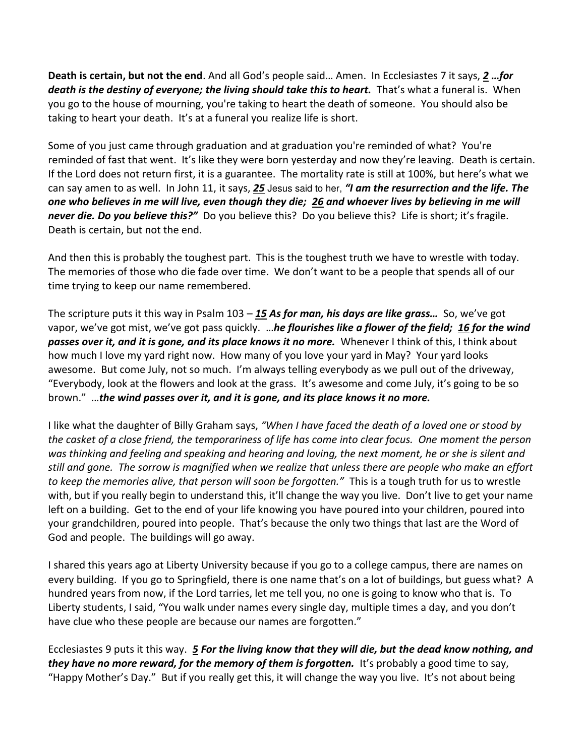**Death is certain, but not the end**. And all God's people said… Amen. In Ecclesiastes 7 it says, ***2 …for death is the destiny of everyone; the living should take this to heart.*** That's what a funeral is. When you go to the house of mourning, you're taking to heart the death of someone. You should also be taking to heart your death. It's at a funeral you realize life is short.

Some of you just came through graduation and at graduation you're reminded of what? You're reminded of fast that went. It's like they were born yesterday and now they're leaving. Death is certain. If the Lord does not return first, it is a guarantee. The mortality rate is still at 100%, but here's what we can say amen to as well. In John 11, it says, ***25*** Jesus said to her, ***"I am the resurrection and the life. The one who believes in me will live, even though they die; 26 and whoever lives by believing in me will never die. Do you believe this?"*** Do you believe this? Do you believe this? Life is short; it's fragile. Death is certain, but not the end.

And then this is probably the toughest part. This is the toughest truth we have to wrestle with today. The memories of those who die fade over time. We don't want to be a people that spends all of our time trying to keep our name remembered.

The scripture puts it this way in Psalm 103 – ***15 As for man, his days are like grass…*** So, we've got vapor, we've got mist, we've got pass quickly. …***he flourishes like a flower of the field; 16 for the wind passes over it, and it is gone, and its place knows it no more.*** Whenever I think of this, I think about how much I love my yard right now. How many of you love your yard in May? Your yard looks awesome. But come July, not so much. I'm always telling everybody as we pull out of the driveway, "Everybody, look at the flowers and look at the grass. It's awesome and come July, it's going to be so brown." …***the wind passes over it, and it is gone, and its place knows it no more.***

I like what the daughter of Billy Graham says, *"When I have faced the death of a loved one or stood by the casket of a close friend, the temporariness of life has come into clear focus. One moment the person was thinking and feeling and speaking and hearing and loving, the next moment, he or she is silent and still and gone. The sorrow is magnified when we realize that unless there are people who make an effort to keep the memories alive, that person will soon be forgotten."* This is a tough truth for us to wrestle with, but if you really begin to understand this, it'll change the way you live. Don't live to get your name left on a building. Get to the end of your life knowing you have poured into your children, poured into your grandchildren, poured into people. That's because the only two things that last are the Word of God and people. The buildings will go away.

I shared this years ago at Liberty University because if you go to a college campus, there are names on every building. If you go to Springfield, there is one name that's on a lot of buildings, but guess what? A hundred years from now, if the Lord tarries, let me tell you, no one is going to know who that is. To Liberty students, I said, "You walk under names every single day, multiple times a day, and you don't have clue who these people are because our names are forgotten."

Ecclesiastes 9 puts it this way. ***5 For the living know that they will die, but the dead know nothing, and they have no more reward, for the memory of them is forgotten.*** It's probably a good time to say, "Happy Mother's Day." But if you really get this, it will change the way you live. It's not about being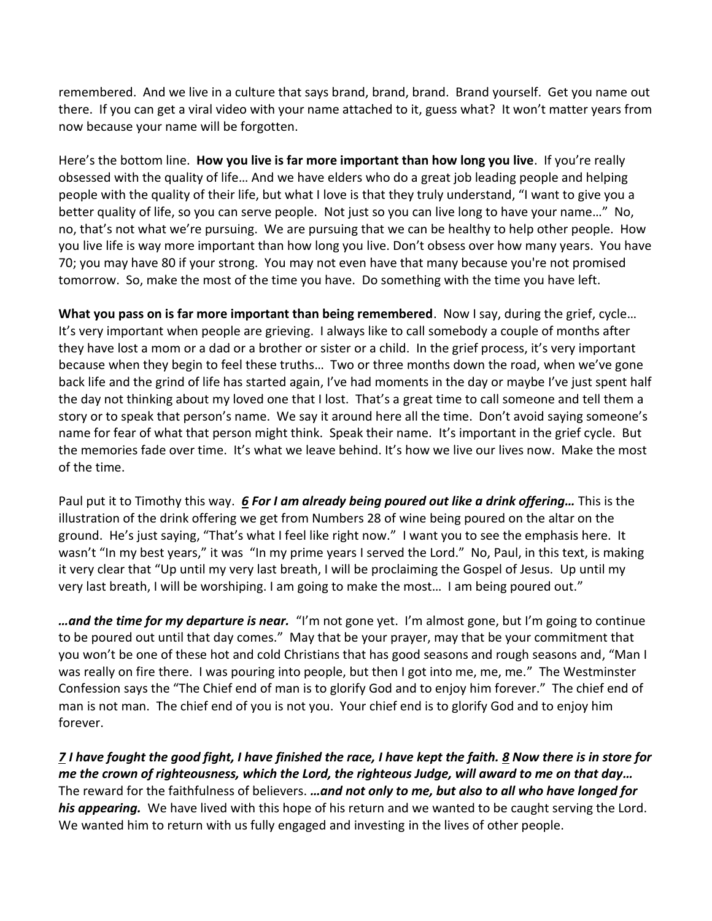remembered. And we live in a culture that says brand, brand, brand. Brand yourself. Get you name out there. If you can get a viral video with your name attached to it, guess what? It won't matter years from now because your name will be forgotten.

Here's the bottom line. **How you live is far more important than how long you live**. If you're really obsessed with the quality of life… And we have elders who do a great job leading people and helping people with the quality of their life, but what I love is that they truly understand, "I want to give you a better quality of life, so you can serve people. Not just so you can live long to have your name…" No, no, that's not what we're pursuing. We are pursuing that we can be healthy to help other people. How you live life is way more important than how long you live. Don't obsess over how many years. You have 70; you may have 80 if your strong. You may not even have that many because you're not promised tomorrow. So, make the most of the time you have. Do something with the time you have left.

**What you pass on is far more important than being remembered**. Now I say, during the grief, cycle… It's very important when people are grieving. I always like to call somebody a couple of months after they have lost a mom or a dad or a brother or sister or a child. In the grief process, it's very important because when they begin to feel these truths… Two or three months down the road, when we've gone back life and the grind of life has started again, I've had moments in the day or maybe I've just spent half the day not thinking about my loved one that I lost. That's a great time to call someone and tell them a story or to speak that person's name. We say it around here all the time. Don't avoid saying someone's name for fear of what that person might think. Speak their name. It's important in the grief cycle. But the memories fade over time. It's what we leave behind. It's how we live our lives now. Make the most of the time.

Paul put it to Timothy this way. ***<u>6</u> For I am already being poured out like a drink offering…*** This is the illustration of the drink offering we get from Numbers 28 of wine being poured on the altar on the ground. He's just saying, "That's what I feel like right now." I want you to see the emphasis here. It wasn't "In my best years," it was "In my prime years I served the Lord." No, Paul, in this text, is making it very clear that "Up until my very last breath, I will be proclaiming the Gospel of Jesus. Up until my very last breath, I will be worshiping. I am going to make the most… I am being poured out."

***…and the time for my departure is near.*** "I'm not gone yet. I'm almost gone, but I'm going to continue to be poured out until that day comes." May that be your prayer, may that be your commitment that you won't be one of these hot and cold Christians that has good seasons and rough seasons and, "Man I was really on fire there. I was pouring into people, but then I got into me, me, me." The Westminster Confession says the "The Chief end of man is to glorify God and to enjoy him forever." The chief end of man is not man. The chief end of you is not you. Your chief end is to glorify God and to enjoy him forever.

***<u>7</u> I have fought the good fight, I have finished the race, I have kept the faith. <u>8</u> Now there is in store for me the crown of righteousness, which the Lord, the righteous Judge, will award to me on that day…*** The reward for the faithfulness of believers. ***…and not only to me, but also to all who have longed for his appearing.*** We have lived with this hope of his return and we wanted to be caught serving the Lord. We wanted him to return with us fully engaged and investing in the lives of other people.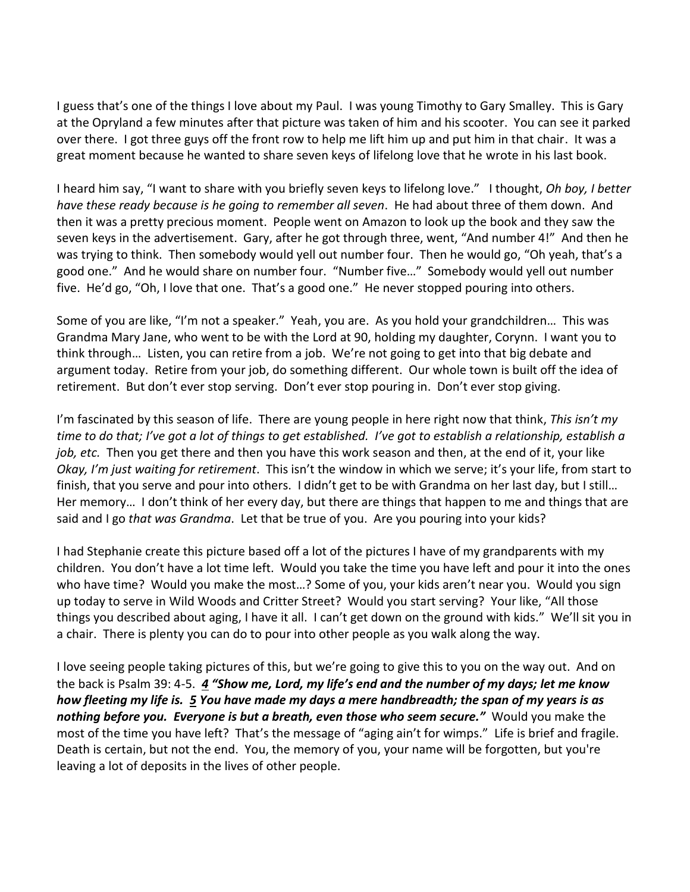I guess that's one of the things I love about my Paul. I was young Timothy to Gary Smalley. This is Gary at the Opryland a few minutes after that picture was taken of him and his scooter. You can see it parked over there. I got three guys off the front row to help me lift him up and put him in that chair. It was a great moment because he wanted to share seven keys of lifelong love that he wrote in his last book.

I heard him say, "I want to share with you briefly seven keys to lifelong love." I thought, *Oh boy, I better have these ready because is he going to remember all seven*. He had about three of them down. And then it was a pretty precious moment. People went on Amazon to look up the book and they saw the seven keys in the advertisement. Gary, after he got through three, went, "And number 4!" And then he was trying to think. Then somebody would yell out number four. Then he would go, "Oh yeah, that's a good one." And he would share on number four. "Number five…" Somebody would yell out number five. He'd go, "Oh, I love that one. That's a good one." He never stopped pouring into others.

Some of you are like, "I'm not a speaker." Yeah, you are. As you hold your grandchildren… This was Grandma Mary Jane, who went to be with the Lord at 90, holding my daughter, Corynn. I want you to think through… Listen, you can retire from a job. We're not going to get into that big debate and argument today. Retire from your job, do something different. Our whole town is built off the idea of retirement. But don't ever stop serving. Don't ever stop pouring in. Don't ever stop giving.

I'm fascinated by this season of life. There are young people in here right now that think, *This isn't my time to do that; I've got a lot of things to get established. I've got to establish a relationship, establish a job, etc.* Then you get there and then you have this work season and then, at the end of it, your like *Okay, I'm just waiting for retirement*. This isn't the window in which we serve; it's your life, from start to finish, that you serve and pour into others. I didn't get to be with Grandma on her last day, but I still… Her memory… I don't think of her every day, but there are things that happen to me and things that are said and I go *that was Grandma*. Let that be true of you. Are you pouring into your kids?

I had Stephanie create this picture based off a lot of the pictures I have of my grandparents with my children. You don't have a lot time left. Would you take the time you have left and pour it into the ones who have time? Would you make the most…? Some of you, your kids aren't near you. Would you sign up today to serve in Wild Woods and Critter Street? Would you start serving? Your like, "All those things you described about aging, I have it all. I can't get down on the ground with kids." We'll sit you in a chair. There is plenty you can do to pour into other people as you walk along the way.

I love seeing people taking pictures of this, but we're going to give this to you on the way out. And on the back is Psalm 39: 4-5. ***4 "Show me, Lord, my life's end and the number of my days; let me know how fleeting my life is. 5 You have made my days a mere handbreadth; the span of my years is as nothing before you. Everyone is but a breath, even those who seem secure."*** Would you make the most of the time you have left? That's the message of "aging ain't for wimps." Life is brief and fragile. Death is certain, but not the end. You, the memory of you, your name will be forgotten, but you're leaving a lot of deposits in the lives of other people.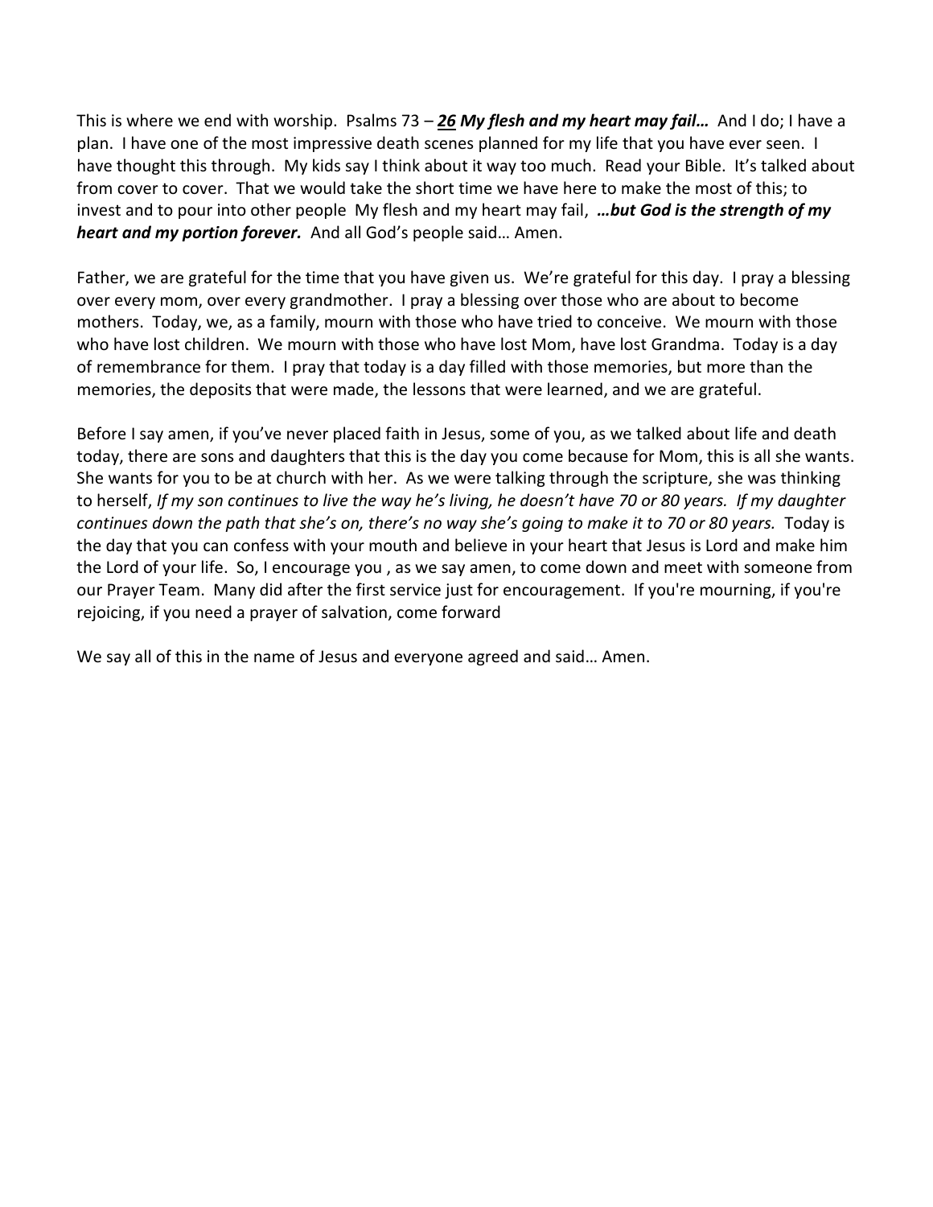This is where we end with worship. Psalms 73 – ***26* My flesh and my heart may fail…** And I do; I have a plan. I have one of the most impressive death scenes planned for my life that you have ever seen. I have thought this through. My kids say I think about it way too much. Read your Bible. It's talked about from cover to cover. That we would take the short time we have here to make the most of this; to invest and to pour into other people My flesh and my heart may fail, ***…but God is the strength of my heart and my portion forever.*** And all God's people said… Amen.

Father, we are grateful for the time that you have given us. We're grateful for this day. I pray a blessing over every mom, over every grandmother. I pray a blessing over those who are about to become mothers. Today, we, as a family, mourn with those who have tried to conceive. We mourn with those who have lost children. We mourn with those who have lost Mom, have lost Grandma. Today is a day of remembrance for them. I pray that today is a day filled with those memories, but more than the memories, the deposits that were made, the lessons that were learned, and we are grateful.

Before I say amen, if you've never placed faith in Jesus, some of you, as we talked about life and death today, there are sons and daughters that this is the day you come because for Mom, this is all she wants. She wants for you to be at church with her. As we were talking through the scripture, she was thinking to herself, *If my son continues to live the way he's living, he doesn't have 70 or 80 years. If my daughter continues down the path that she's on, there's no way she's going to make it to 70 or 80 years.* Today is the day that you can confess with your mouth and believe in your heart that Jesus is Lord and make him the Lord of your life. So, I encourage you , as we say amen, to come down and meet with someone from our Prayer Team. Many did after the first service just for encouragement. If you're mourning, if you're rejoicing, if you need a prayer of salvation, come forward

We say all of this in the name of Jesus and everyone agreed and said… Amen.